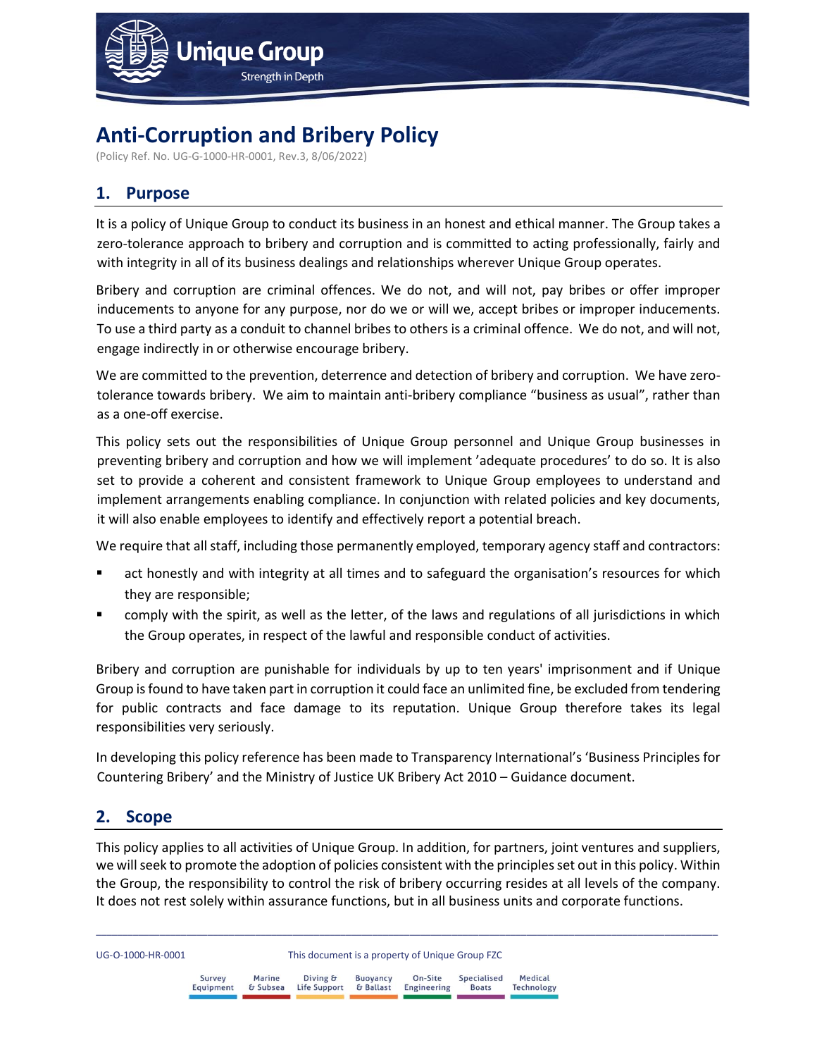# Anti-Corruption and Bribery Policy

(Policy Ref. No. UG-G-1000-HR-0001, Rev.3, 8/06/2022)

## 1. Purpose

It is a policy of Unique Group to conduct its business in an honest and ethical manner. The Group takes a zero-tolerance approach to bribery and corruption and is committed to acting professionally, fairly and with integrity in all of its business dealings and relationships wherever Unique Group operates.

Bribery and corruption are criminal offences. We do not, and will not, pay bribes or offer improper inducements to anyone for any purpose, nor do we or will we, accept bribes or improper inducements. To use a third party as a conduit to channel bribes to others is a criminal offence. We do not, and will not, engage indirectly in or otherwise encourage bribery.

We are committed to the prevention, deterrence and detection of bribery and corruption. We have zero-tolerance towards bribery. We aim to maintain anti-bribery compliance "business as usual", rather than as a one-off exercise.

This policy sets out the responsibilities of Unique Group personnel and Unique Group businesses in preventing bribery and corruption and how we will implement 'adequate procedures' to do so. It is also set to provide a coherent and consistent framework to Unique Group employees to understand and implement arrangements enabling compliance. In conjunction with related policies and key documents, it will also enable employees to identify and effectively report a potential breach.

We require that all staff, including those permanently employed, temporary agency staff and contractors:

- act honestly and with integrity at all times and to safeguard the organisation's resources for which they are responsible;
- comply with the spirit, as well as the letter, of the laws and regulations of all jurisdictions in which the Group operates, in respect of the lawful and responsible conduct of activities.

Bribery and corruption are punishable for individuals by up to ten years' imprisonment and if Unique Group is found to have taken part in corruption it could face an unlimited fine, be excluded from tendering for public contracts and face damage to its reputation. Unique Group therefore takes its legal responsibilities very seriously.

In developing this policy reference has been made to Transparency International's 'Business Principles for Countering Bribery' and the Ministry of Justice UK Bribery Act 2010 – Guidance document.

## 2. Scope

This policy applies to all activities of Unique Group. In addition, for partners, joint ventures and suppliers, we will seek to promote the adoption of policies consistent with the principles set out in this policy. Within the Group, the responsibility to control the risk of bribery occurring resides at all levels of the company. It does not rest solely within assurance functions, but in all business units and corporate functions.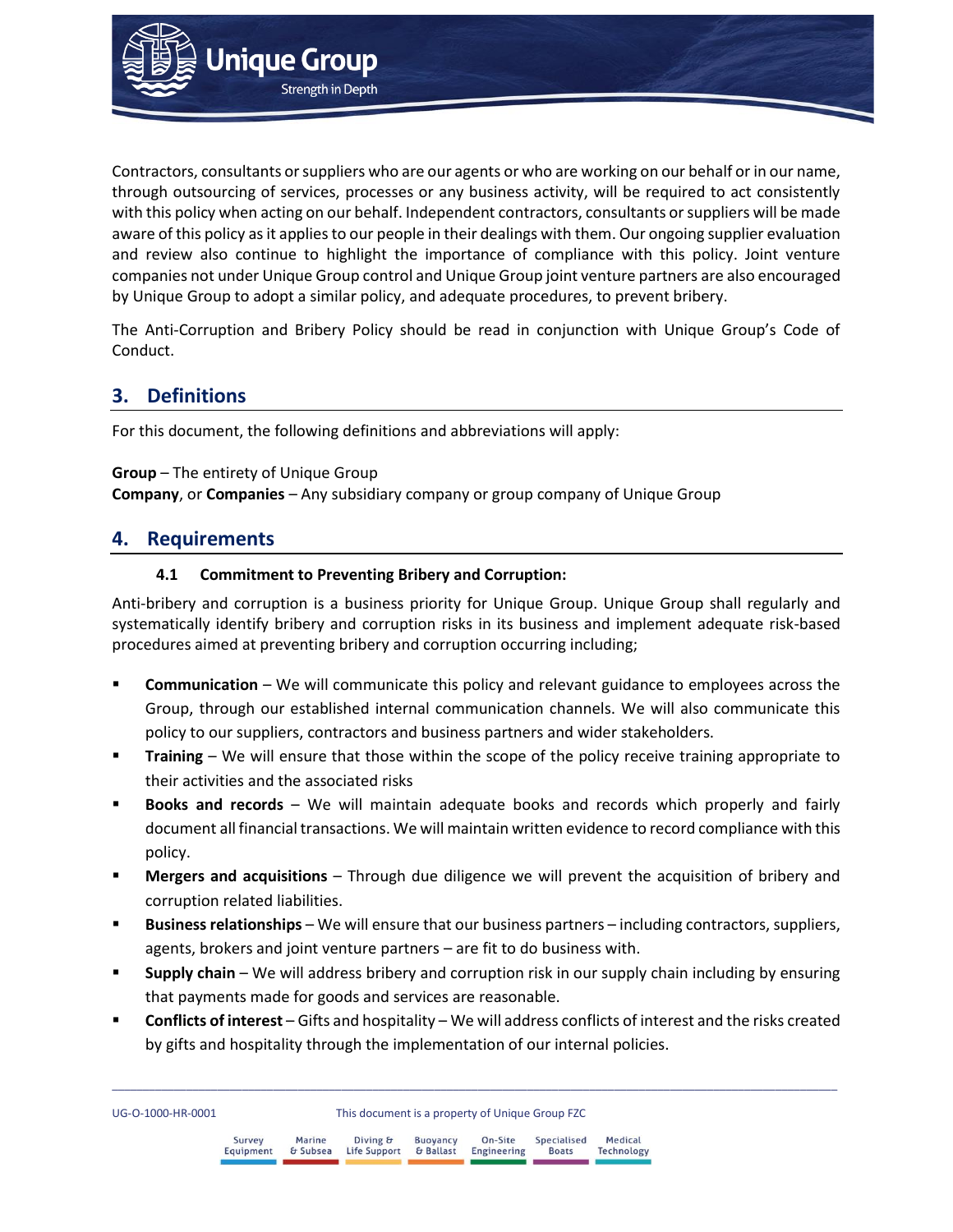Contractors, consultants or suppliers who are our agents or who are working on our behalf or in our name, through outsourcing of services, processes or any business activity, will be required to act consistently with this policy when acting on our behalf. Independent contractors, consultants or suppliers will be made aware of this policy as it applies to our people in their dealings with them. Our ongoing supplier evaluation and review also continue to highlight the importance of compliance with this policy. Joint venture companies not under Unique Group control and Unique Group joint venture partners are also encouraged by Unique Group to adopt a similar policy, and adequate procedures, to prevent bribery.

The Anti-Corruption and Bribery Policy should be read in conjunction with Unique Group's Code of Conduct.

## 3. Definitions

For this document, the following definitions and abbreviations will apply:

**Group** – The entirety of Unique Group
**Company**, or **Companies** – Any subsidiary company or group company of Unique Group

## 4. Requirements

### 4.1 Commitment to Preventing Bribery and Corruption:

Anti-bribery and corruption is a business priority for Unique Group. Unique Group shall regularly and systematically identify bribery and corruption risks in its business and implement adequate risk-based procedures aimed at preventing bribery and corruption occurring including;

- **Communication** – We will communicate this policy and relevant guidance to employees across the Group, through our established internal communication channels. We will also communicate this policy to our suppliers, contractors and business partners and wider stakeholders.
- **Training** – We will ensure that those within the scope of the policy receive training appropriate to their activities and the associated risks
- **Books and records** – We will maintain adequate books and records which properly and fairly document all financial transactions. We will maintain written evidence to record compliance with this policy.
- **Mergers and acquisitions** – Through due diligence we will prevent the acquisition of bribery and corruption related liabilities.
- **Business relationships** – We will ensure that our business partners – including contractors, suppliers, agents, brokers and joint venture partners – are fit to do business with.
- **Supply chain** – We will address bribery and corruption risk in our supply chain including by ensuring that payments made for goods and services are reasonable.
- **Conflicts of interest** – Gifts and hospitality – We will address conflicts of interest and the risks created by gifts and hospitality through the implementation of our internal policies.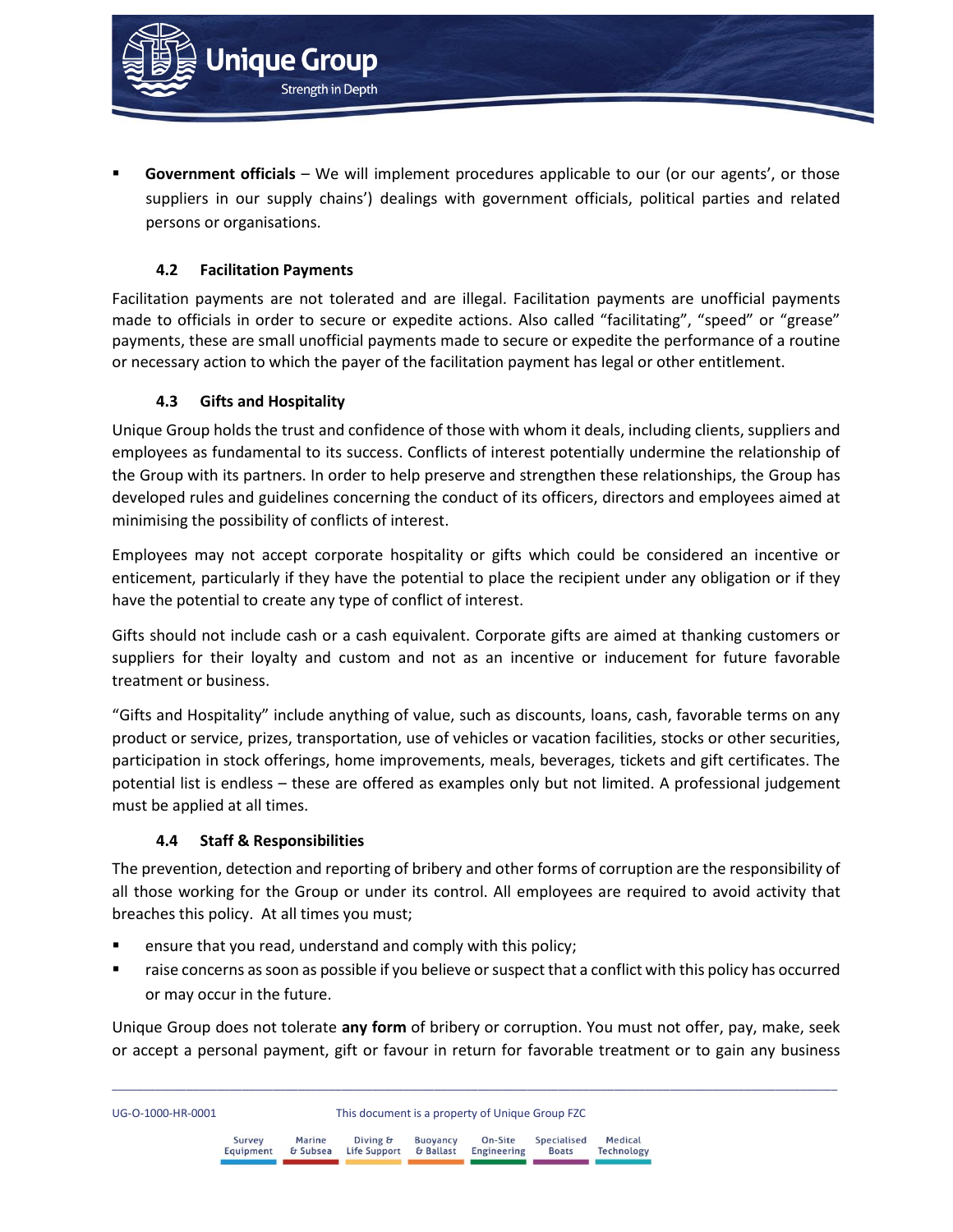- **Government officials** – We will implement procedures applicable to our (or our agents', or those suppliers in our supply chains') dealings with government officials, political parties and related persons or organisations.

### 4.2 Facilitation Payments

Facilitation payments are not tolerated and are illegal. Facilitation payments are unofficial payments made to officials in order to secure or expedite actions. Also called "facilitating", "speed" or "grease" payments, these are small unofficial payments made to secure or expedite the performance of a routine or necessary action to which the payer of the facilitation payment has legal or other entitlement.

### 4.3 Gifts and Hospitality

Unique Group holds the trust and confidence of those with whom it deals, including clients, suppliers and employees as fundamental to its success. Conflicts of interest potentially undermine the relationship of the Group with its partners. In order to help preserve and strengthen these relationships, the Group has developed rules and guidelines concerning the conduct of its officers, directors and employees aimed at minimising the possibility of conflicts of interest.

Employees may not accept corporate hospitality or gifts which could be considered an incentive or enticement, particularly if they have the potential to place the recipient under any obligation or if they have the potential to create any type of conflict of interest.

Gifts should not include cash or a cash equivalent. Corporate gifts are aimed at thanking customers or suppliers for their loyalty and custom and not as an incentive or inducement for future favorable treatment or business.

"Gifts and Hospitality" include anything of value, such as discounts, loans, cash, favorable terms on any product or service, prizes, transportation, use of vehicles or vacation facilities, stocks or other securities, participation in stock offerings, home improvements, meals, beverages, tickets and gift certificates. The potential list is endless – these are offered as examples only but not limited. A professional judgement must be applied at all times.

### 4.4 Staff & Responsibilities

The prevention, detection and reporting of bribery and other forms of corruption are the responsibility of all those working for the Group or under its control. All employees are required to avoid activity that breaches this policy. At all times you must;

- ensure that you read, understand and comply with this policy;
- raise concerns as soon as possible if you believe or suspect that a conflict with this policy has occurred or may occur in the future.

Unique Group does not tolerate **any form** of bribery or corruption. You must not offer, pay, make, seek or accept a personal payment, gift or favour in return for favorable treatment or to gain any business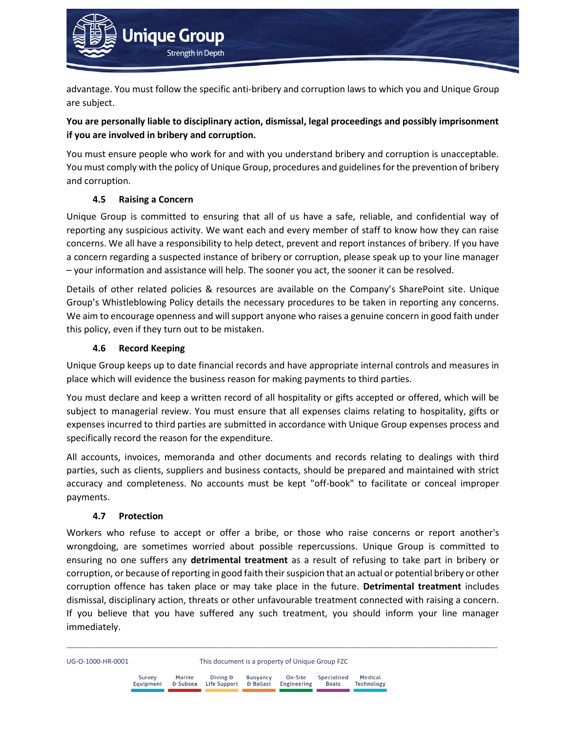advantage. You must follow the specific anti-bribery and corruption laws to which you and Unique Group are subject.

**You are personally liable to disciplinary action, dismissal, legal proceedings and possibly imprisonment if you are involved in bribery and corruption.**

You must ensure people who work for and with you understand bribery and corruption is unacceptable. You must comply with the policy of Unique Group, procedures and guidelines for the prevention of bribery and corruption.

### 4.5 Raising a Concern

Unique Group is committed to ensuring that all of us have a safe, reliable, and confidential way of reporting any suspicious activity. We want each and every member of staff to know how they can raise concerns. We all have a responsibility to help detect, prevent and report instances of bribery. If you have a concern regarding a suspected instance of bribery or corruption, please speak up to your line manager – your information and assistance will help. The sooner you act, the sooner it can be resolved.

Details of other related policies & resources are available on the Company's SharePoint site. Unique Group's Whistleblowing Policy details the necessary procedures to be taken in reporting any concerns. We aim to encourage openness and will support anyone who raises a genuine concern in good faith under this policy, even if they turn out to be mistaken.

### 4.6 Record Keeping

Unique Group keeps up to date financial records and have appropriate internal controls and measures in place which will evidence the business reason for making payments to third parties.

You must declare and keep a written record of all hospitality or gifts accepted or offered, which will be subject to managerial review. You must ensure that all expenses claims relating to hospitality, gifts or expenses incurred to third parties are submitted in accordance with Unique Group expenses process and specifically record the reason for the expenditure.

All accounts, invoices, memoranda and other documents and records relating to dealings with third parties, such as clients, suppliers and business contacts, should be prepared and maintained with strict accuracy and completeness. No accounts must be kept "off-book" to facilitate or conceal improper payments.

### 4.7 Protection

Workers who refuse to accept or offer a bribe, or those who raise concerns or report another's wrongdoing, are sometimes worried about possible repercussions. Unique Group is committed to ensuring no one suffers any **detrimental treatment** as a result of refusing to take part in bribery or corruption, or because of reporting in good faith their suspicion that an actual or potential bribery or other corruption offence has taken place or may take place in the future. **Detrimental treatment** includes dismissal, disciplinary action, threats or other unfavourable treatment connected with raising a concern. If you believe that you have suffered any such treatment, you should inform your line manager immediately.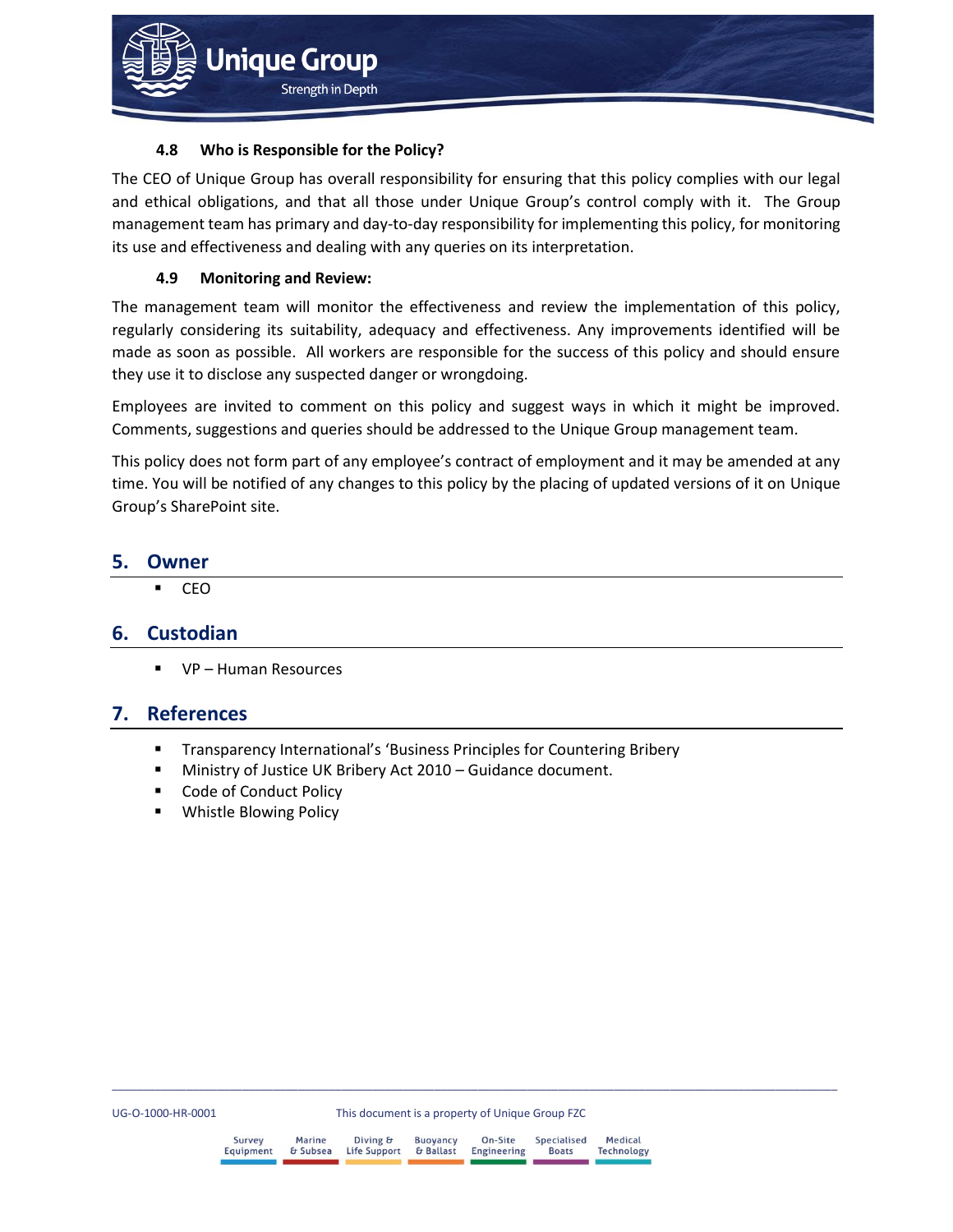### 4.8 Who is Responsible for the Policy?

The CEO of Unique Group has overall responsibility for ensuring that this policy complies with our legal and ethical obligations, and that all those under Unique Group's control comply with it. The Group management team has primary and day-to-day responsibility for implementing this policy, for monitoring its use and effectiveness and dealing with any queries on its interpretation.

### 4.9 Monitoring and Review:

The management team will monitor the effectiveness and review the implementation of this policy, regularly considering its suitability, adequacy and effectiveness. Any improvements identified will be made as soon as possible. All workers are responsible for the success of this policy and should ensure they use it to disclose any suspected danger or wrongdoing.

Employees are invited to comment on this policy and suggest ways in which it might be improved. Comments, suggestions and queries should be addressed to the Unique Group management team.

This policy does not form part of any employee's contract of employment and it may be amended at any time. You will be notified of any changes to this policy by the placing of updated versions of it on Unique Group's SharePoint site.

## 5. Owner

- CEO

## 6. Custodian

- VP – Human Resources

## 7. References

- Transparency International's 'Business Principles for Countering Bribery
- Ministry of Justice UK Bribery Act 2010 – Guidance document.
- Code of Conduct Policy
- Whistle Blowing Policy